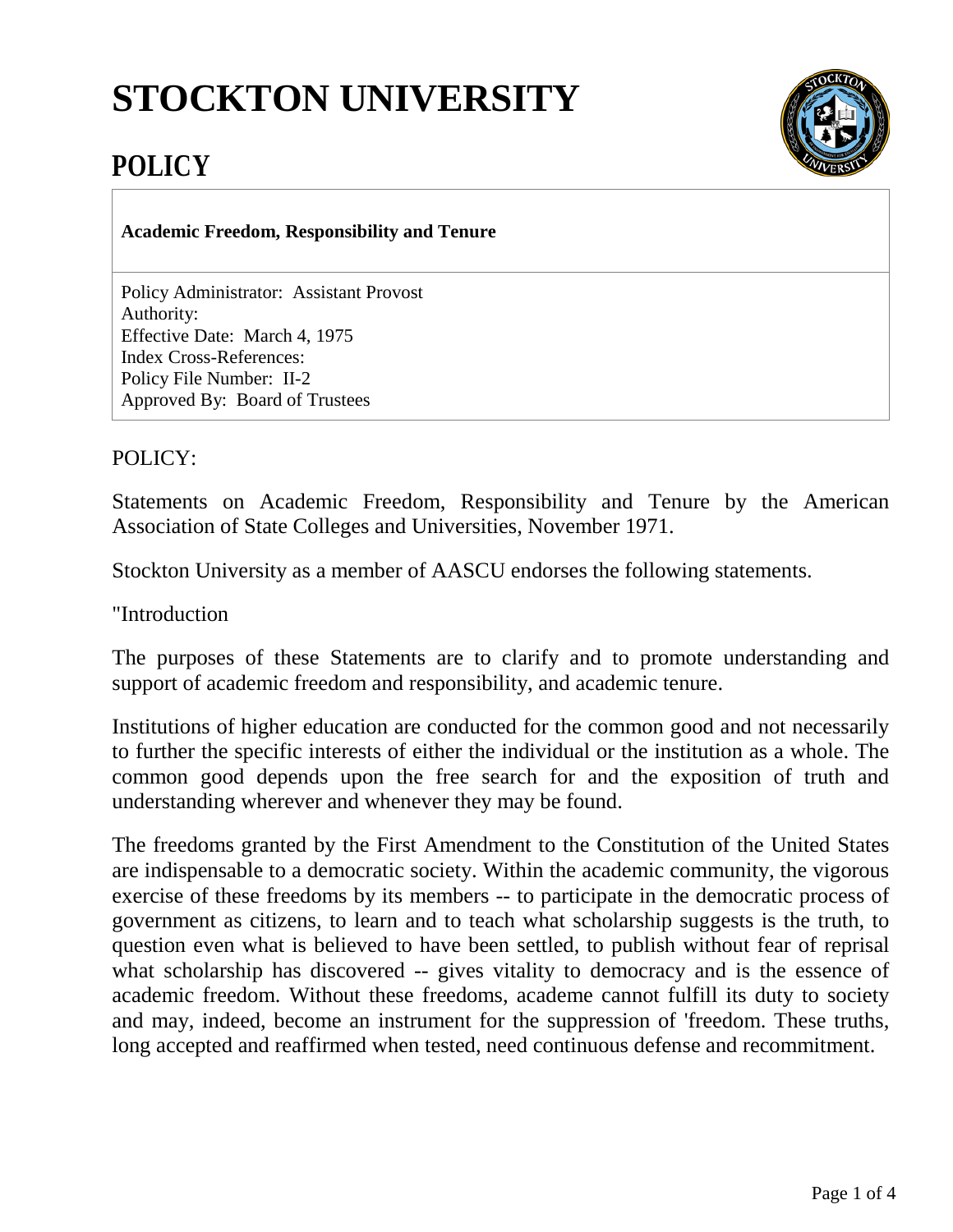# STOCKTON UNIVERSITY

## POLICY

**Academic Freedom, Responsibility and Tenure**

Policy Administrator: Assistant Provost
Authority:
Effective Date: March 4, 1975
Index Cross-References:
Policy File Number: II-2
Approved By: Board of Trustees

POLICY:

Statements on Academic Freedom, Responsibility and Tenure by the American Association of State Colleges and Universities, November 1971.

Stockton University as a member of AASCU endorses the following statements.

"Introduction

The purposes of these Statements are to clarify and to promote understanding and support of academic freedom and responsibility, and academic tenure.

Institutions of higher education are conducted for the common good and not necessarily to further the specific interests of either the individual or the institution as a whole. The common good depends upon the free search for and the exposition of truth and understanding wherever and whenever they may be found.

The freedoms granted by the First Amendment to the Constitution of the United States are indispensable to a democratic society. Within the academic community, the vigorous exercise of these freedoms by its members -- to participate in the democratic process of government as citizens, to learn and to teach what scholarship suggests is the truth, to question even what is believed to have been settled, to publish without fear of reprisal what scholarship has discovered -- gives vitality to democracy and is the essence of academic freedom. Without these freedoms, academe cannot fulfill its duty to society and may, indeed, become an instrument for the suppression of 'freedom. These truths, long accepted and reaffirmed when tested, need continuous defense and recommitment.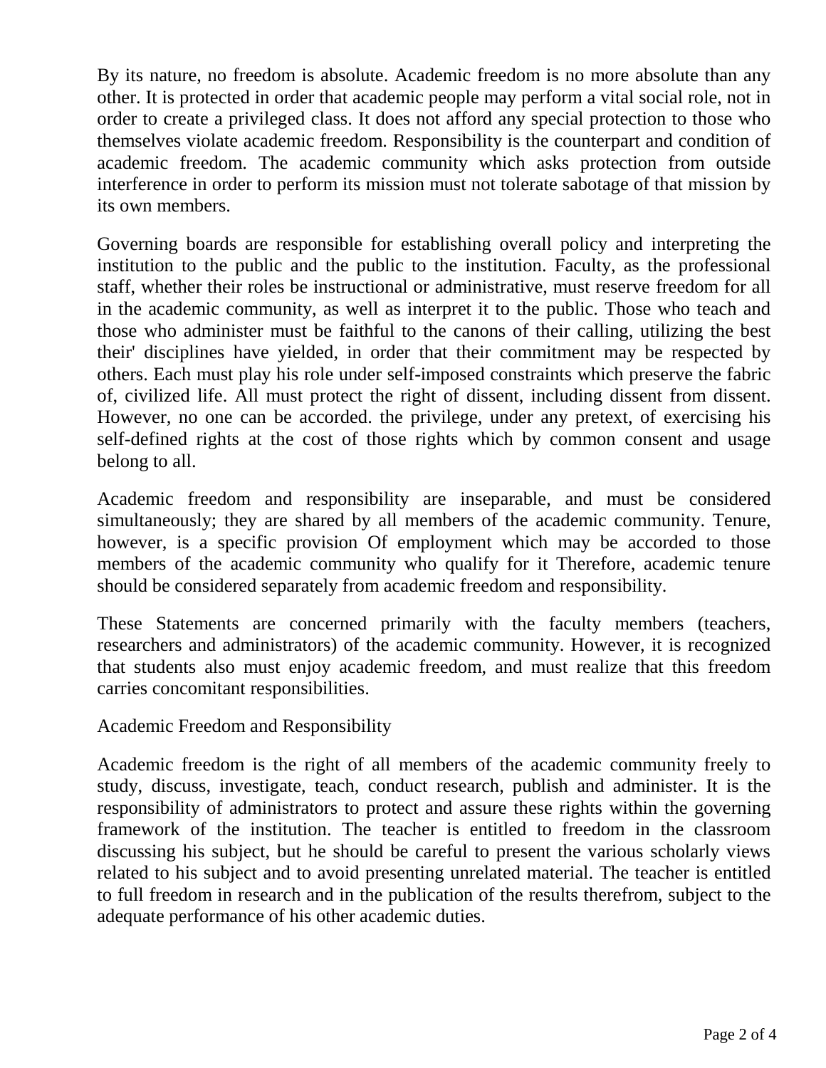By its nature, no freedom is absolute. Academic freedom is no more absolute than any other. It is protected in order that academic people may perform a vital social role, not in order to create a privileged class. It does not afford any special protection to those who themselves violate academic freedom. Responsibility is the counterpart and condition of academic freedom. The academic community which asks protection from outside interference in order to perform its mission must not tolerate sabotage of that mission by its own members.

Governing boards are responsible for establishing overall policy and interpreting the institution to the public and the public to the institution. Faculty, as the professional staff, whether their roles be instructional or administrative, must reserve freedom for all in the academic community, as well as interpret it to the public. Those who teach and those who administer must be faithful to the canons of their calling, utilizing the best their' disciplines have yielded, in order that their commitment may be respected by others. Each must play his role under self-imposed constraints which preserve the fabric of, civilized life. All must protect the right of dissent, including dissent from dissent. However, no one can be accorded. the privilege, under any pretext, of exercising his self-defined rights at the cost of those rights which by common consent and usage belong to all.

Academic freedom and responsibility are inseparable, and must be considered simultaneously; they are shared by all members of the academic community. Tenure, however, is a specific provision Of employment which may be accorded to those members of the academic community who qualify for it Therefore, academic tenure should be considered separately from academic freedom and responsibility.

These Statements are concerned primarily with the faculty members (teachers, researchers and administrators) of the academic community. However, it is recognized that students also must enjoy academic freedom, and must realize that this freedom carries concomitant responsibilities.

## Academic Freedom and Responsibility

Academic freedom is the right of all members of the academic community freely to study, discuss, investigate, teach, conduct research, publish and administer. It is the responsibility of administrators to protect and assure these rights within the governing framework of the institution. The teacher is entitled to freedom in the classroom discussing his subject, but he should be careful to present the various scholarly views related to his subject and to avoid presenting unrelated material. The teacher is entitled to full freedom in research and in the publication of the results therefrom, subject to the adequate performance of his other academic duties.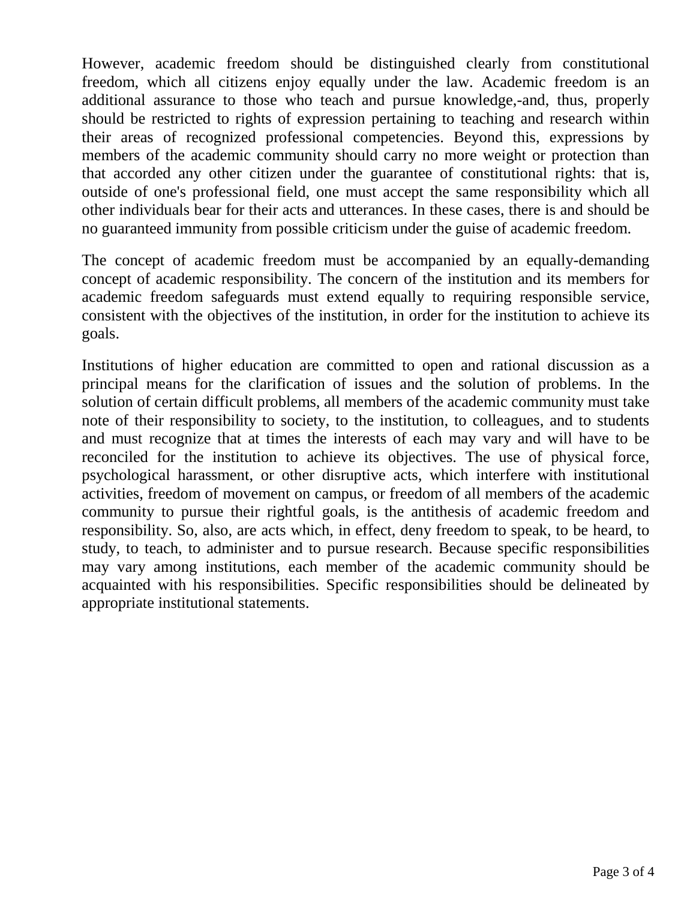However, academic freedom should be distinguished clearly from constitutional freedom, which all citizens enjoy equally under the law. Academic freedom is an additional assurance to those who teach and pursue knowledge,-and, thus, properly should be restricted to rights of expression pertaining to teaching and research within their areas of recognized professional competencies. Beyond this, expressions by members of the academic community should carry no more weight or protection than that accorded any other citizen under the guarantee of constitutional rights: that is, outside of one's professional field, one must accept the same responsibility which all other individuals bear for their acts and utterances. In these cases, there is and should be no guaranteed immunity from possible criticism under the guise of academic freedom.

The concept of academic freedom must be accompanied by an equally-demanding concept of academic responsibility. The concern of the institution and its members for academic freedom safeguards must extend equally to requiring responsible service, consistent with the objectives of the institution, in order for the institution to achieve its goals.

Institutions of higher education are committed to open and rational discussion as a principal means for the clarification of issues and the solution of problems. In the solution of certain difficult problems, all members of the academic community must take note of their responsibility to society, to the institution, to colleagues, and to students and must recognize that at times the interests of each may vary and will have to be reconciled for the institution to achieve its objectives. The use of physical force, psychological harassment, or other disruptive acts, which interfere with institutional activities, freedom of movement on campus, or freedom of all members of the academic community to pursue their rightful goals, is the antithesis of academic freedom and responsibility. So, also, are acts which, in effect, deny freedom to speak, to be heard, to study, to teach, to administer and to pursue research. Because specific responsibilities may vary among institutions, each member of the academic community should be acquainted with his responsibilities. Specific responsibilities should be delineated by appropriate institutional statements.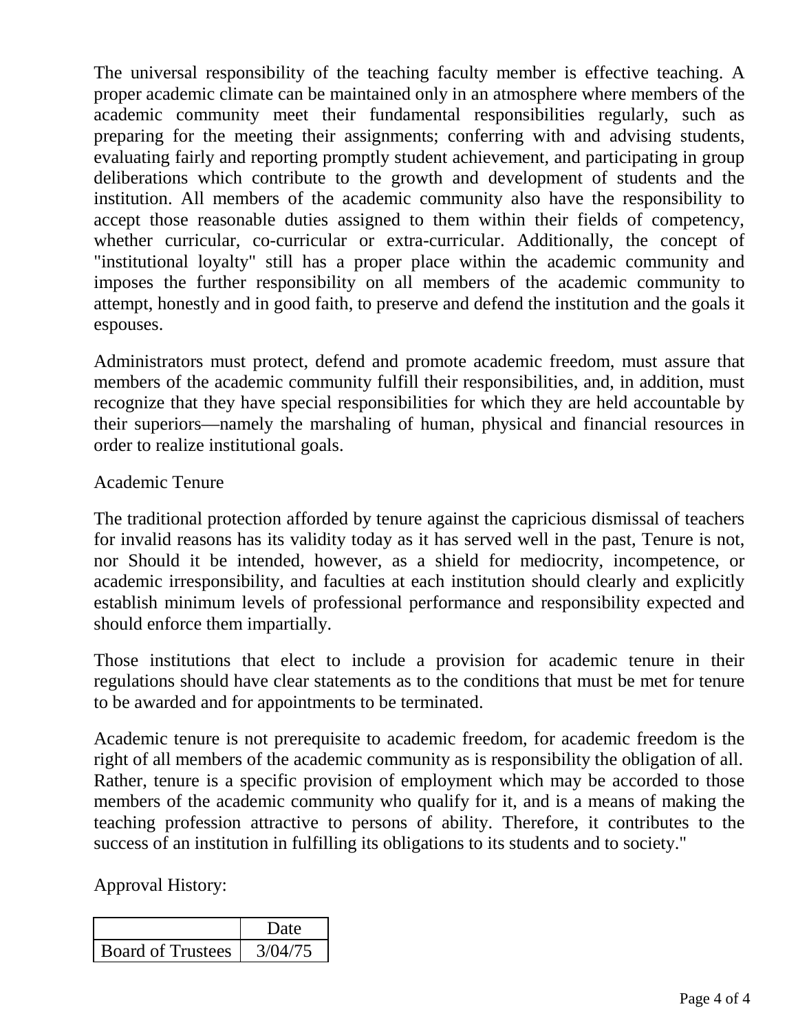The universal responsibility of the teaching faculty member is effective teaching. A proper academic climate can be maintained only in an atmosphere where members of the academic community meet their fundamental responsibilities regularly, such as preparing for the meeting their assignments; conferring with and advising students, evaluating fairly and reporting promptly student achievement, and participating in group deliberations which contribute to the growth and development of students and the institution. All members of the academic community also have the responsibility to accept those reasonable duties assigned to them within their fields of competency, whether curricular, co-curricular or extra-curricular. Additionally, the concept of "institutional loyalty" still has a proper place within the academic community and imposes the further responsibility on all members of the academic community to attempt, honestly and in good faith, to preserve and defend the institution and the goals it espouses.

Administrators must protect, defend and promote academic freedom, must assure that members of the academic community fulfill their responsibilities, and, in addition, must recognize that they have special responsibilities for which they are held accountable by their superiors—namely the marshaling of human, physical and financial resources in order to realize institutional goals.

Academic Tenure

The traditional protection afforded by tenure against the capricious dismissal of teachers for invalid reasons has its validity today as it has served well in the past, Tenure is not, nor Should it be intended, however, as a shield for mediocrity, incompetence, or academic irresponsibility, and faculties at each institution should clearly and explicitly establish minimum levels of professional performance and responsibility expected and should enforce them impartially.

Those institutions that elect to include a provision for academic tenure in their regulations should have clear statements as to the conditions that must be met for tenure to be awarded and for appointments to be terminated.

Academic tenure is not prerequisite to academic freedom, for academic freedom is the right of all members of the academic community as is responsibility the obligation of all. Rather, tenure is a specific provision of employment which may be accorded to those members of the academic community who qualify for it, and is a means of making the teaching profession attractive to persons of ability. Therefore, it contributes to the success of an institution in fulfilling its obligations to its students and to society."

Approval History:

| | Date |
|---|---|
| Board of Trustees | 3/04/75 |